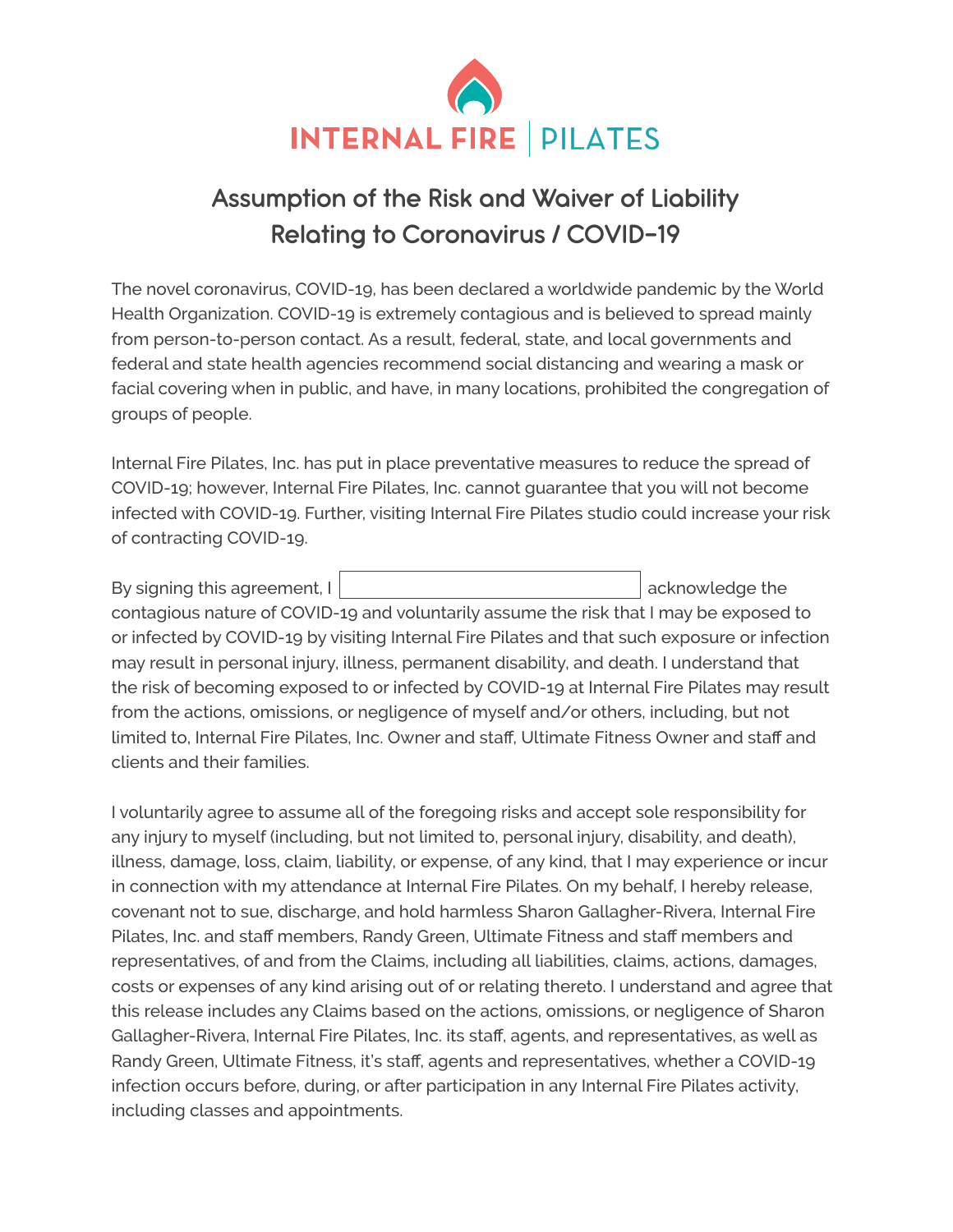INTERNAL FIRE | PILATES

# Assumption of the Risk and Waiver of Liability Relating to Coronavirus / COVID-19

The novel coronavirus, COVID-19, has been declared a worldwide pandemic by the World Health Organization. COVID-19 is extremely contagious and is believed to spread mainly from person-to-person contact. As a result, federal, state, and local governments and federal and state health agencies recommend social distancing and wearing a mask or facial covering when in public, and have, in many locations, prohibited the congregation of groups of people.

Internal Fire Pilates, Inc. has put in place preventative measures to reduce the spread of COVID-19; however, Internal Fire Pilates, Inc. cannot guarantee that you will not become infected with COVID-19. Further, visiting Internal Fire Pilates studio could increase your risk of contracting COVID-19.

By signing this agreement, I ______________________________ acknowledge the contagious nature of COVID-19 and voluntarily assume the risk that I may be exposed to or infected by COVID-19 by visiting Internal Fire Pilates and that such exposure or infection may result in personal injury, illness, permanent disability, and death. I understand that the risk of becoming exposed to or infected by COVID-19 at Internal Fire Pilates may result from the actions, omissions, or negligence of myself and/or others, including, but not limited to, Internal Fire Pilates, Inc. Owner and staff, Ultimate Fitness Owner and staff and clients and their families.

I voluntarily agree to assume all of the foregoing risks and accept sole responsibility for any injury to myself (including, but not limited to, personal injury, disability, and death), illness, damage, loss, claim, liability, or expense, of any kind, that I may experience or incur in connection with my attendance at Internal Fire Pilates. On my behalf, I hereby release, covenant not to sue, discharge, and hold harmless Sharon Gallagher-Rivera, Internal Fire Pilates, Inc. and staff members, Randy Green, Ultimate Fitness and staff members and representatives, of and from the Claims, including all liabilities, claims, actions, damages, costs or expenses of any kind arising out of or relating thereto. I understand and agree that this release includes any Claims based on the actions, omissions, or negligence of Sharon Gallagher-Rivera, Internal Fire Pilates, Inc. its staff, agents, and representatives, as well as Randy Green, Ultimate Fitness, it's staff, agents and representatives, whether a COVID-19 infection occurs before, during, or after participation in any Internal Fire Pilates activity, including classes and appointments.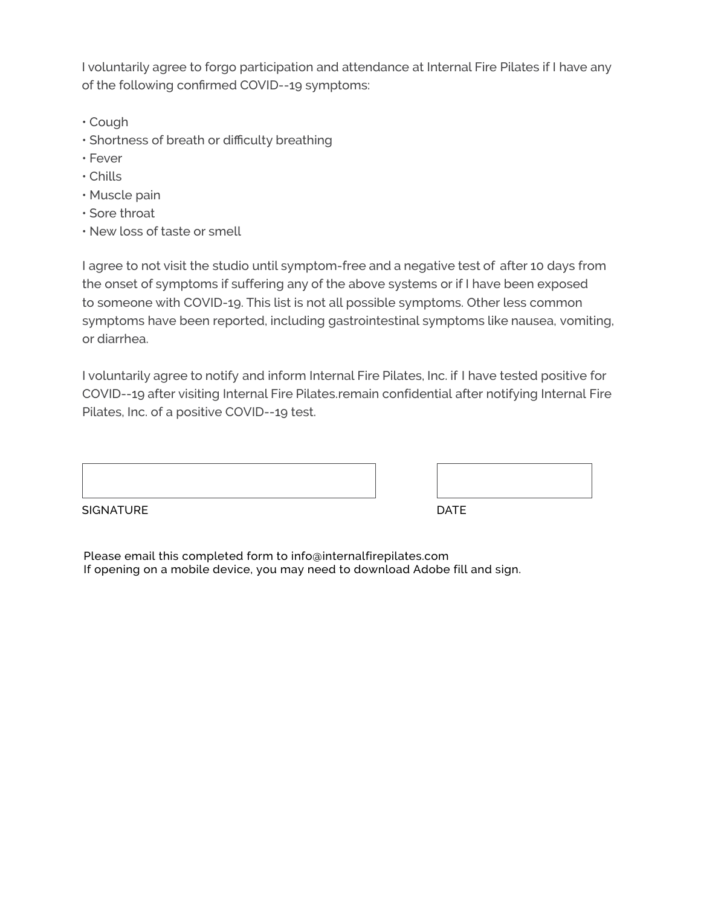I voluntarily agree to forgo participation and attendance at Internal Fire Pilates if I have any of the following confirmed COVID--19 symptoms:

- Cough
- Shortness of breath or difficulty breathing
- Fever
- Chills
- Muscle pain
- Sore throat
- New loss of taste or smell

I agree to not visit the studio until symptom-free and a negative test of after 10 days from the onset of symptoms if suffering any of the above systems or if I have been exposed to someone with COVID-19. This list is not all possible symptoms. Other less common symptoms have been reported, including gastrointestinal symptoms like nausea, vomiting, or diarrhea.

I voluntarily agree to notify and inform Internal Fire Pilates, Inc. if I have tested positive for COVID--19 after visiting Internal Fire Pilates.remain confidential after notifying Internal Fire Pilates, Inc. of a positive COVID--19 test.

SIGNATURE

DATE

Please email this completed form to info@internalfirepilates.com
If opening on a mobile device, you may need to download Adobe fill and sign.